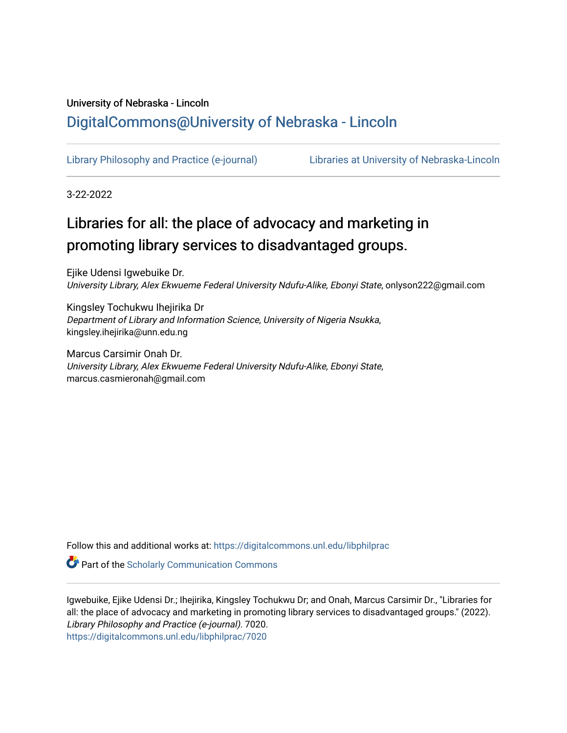University of Nebraska - Lincoln

DigitalCommons@University of Nebraska - Lincoln

Library Philosophy and Practice (e-journal) | Libraries at University of Nebraska-Lincoln

3-22-2022

# Libraries for all: the place of advocacy and marketing in promoting library services to disadvantaged groups.

Ejike Udensi Igwebuike Dr.
*University Library, Alex Ekwueme Federal University Ndufu-Alike, Ebonyi State*, onlyson222@gmail.com

Kingsley Tochukwu Ihejirika Dr
*Department of Library and Information Science, University of Nigeria Nsukka*, kingsley.ihejirika@unn.edu.ng

Marcus Carsimir Onah Dr.
*University Library, Alex Ekwueme Federal University Ndufu-Alike, Ebonyi State*, marcus.casmieronah@gmail.com

Follow this and additional works at: https://digitalcommons.unl.edu/libphilprac

Part of the Scholarly Communication Commons

Igwebuike, Ejike Udensi Dr.; Ihejirika, Kingsley Tochukwu Dr; and Onah, Marcus Carsimir Dr., "Libraries for all: the place of advocacy and marketing in promoting library services to disadvantaged groups." (2022). *Library Philosophy and Practice (e-journal)*. 7020.
https://digitalcommons.unl.edu/libphilprac/7020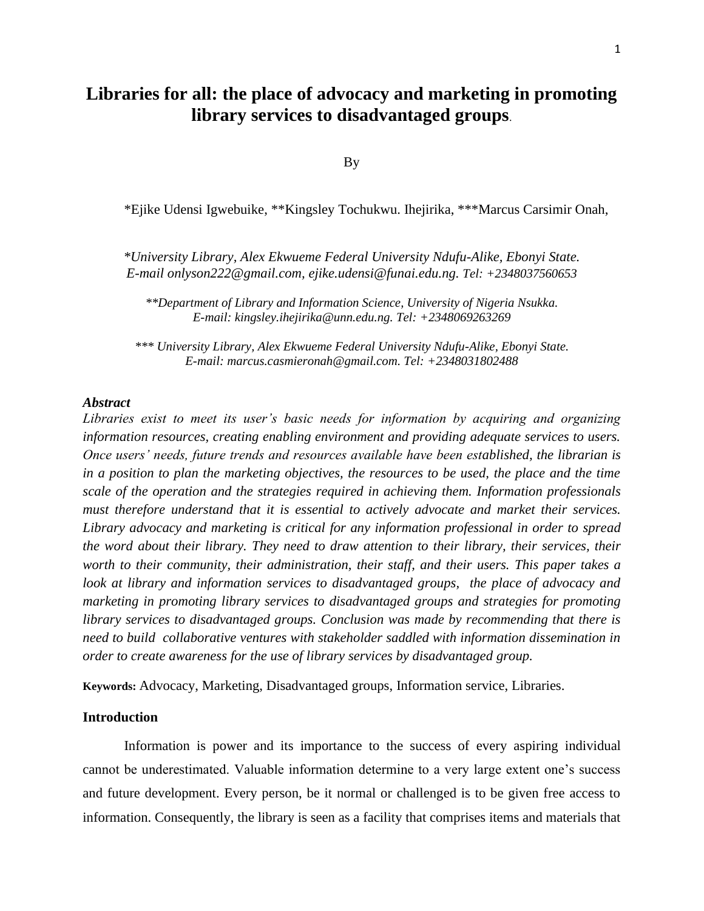# Libraries for all: the place of advocacy and marketing in promoting library services to disadvantaged groups.

By

*Ejike Udensi Igwebuike, **Kingsley Tochukwu. Ihejirika, ***Marcus Carsimir Onah,

**University Library, Alex Ekwueme Federal University Ndufu-Alike, Ebonyi State.*
*E-mail onlyson222@gmail.com, ejike.udensi@funai.edu.ng. Tel: +2348037560653*

*\*\*Department of Library and Information Science, University of Nigeria Nsukka.*
*E-mail: kingsley.ihejirika@unn.edu.ng. Tel: +2348069263269*

*\*\*\* University Library, Alex Ekwueme Federal University Ndufu-Alike, Ebonyi State.*
*E-mail: marcus.casmieronah@gmail.com. Tel: +2348031802488*

***Abstract***

*Libraries exist to meet its user's basic needs for information by acquiring and organizing information resources, creating enabling environment and providing adequate services to users. Once users' needs, future trends and resources available have been established, the librarian is in a position to plan the marketing objectives, the resources to be used, the place and the time scale of the operation and the strategies required in achieving them. Information professionals must therefore understand that it is essential to actively advocate and market their services. Library advocacy and marketing is critical for any information professional in order to spread the word about their library. They need to draw attention to their library, their services, their worth to their community, their administration, their staff, and their users. This paper takes a look at library and information services to disadvantaged groups, the place of advocacy and marketing in promoting library services to disadvantaged groups and strategies for promoting library services to disadvantaged groups. Conclusion was made by recommending that there is need to build collaborative ventures with stakeholder saddled with information dissemination in order to create awareness for the use of library services by disadvantaged group.*

**Keywords:** Advocacy, Marketing, Disadvantaged groups, Information service, Libraries.

## Introduction

Information is power and its importance to the success of every aspiring individual cannot be underestimated. Valuable information determine to a very large extent one's success and future development. Every person, be it normal or challenged is to be given free access to information. Consequently, the library is seen as a facility that comprises items and materials that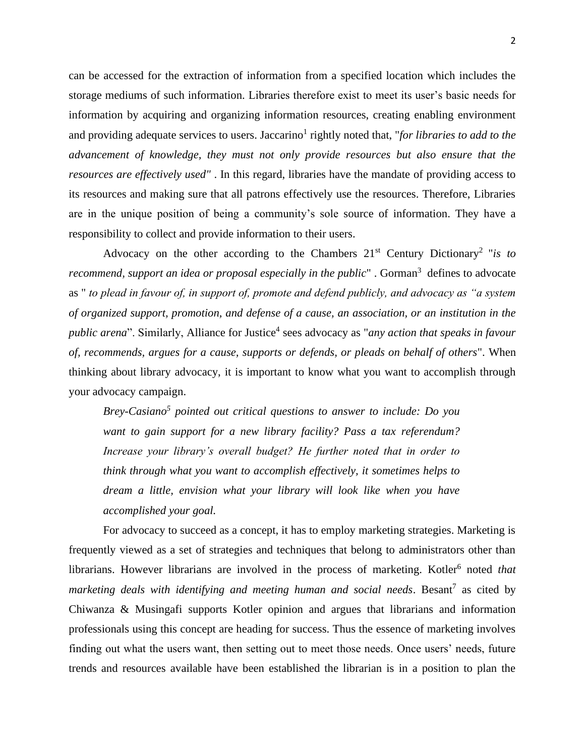can be accessed for the extraction of information from a specified location which includes the storage mediums of such information. Libraries therefore exist to meet its user's basic needs for information by acquiring and organizing information resources, creating enabling environment and providing adequate services to users. Jaccarino[1] rightly noted that, "*for libraries to add to the advancement of knowledge, they must not only provide resources but also ensure that the resources are effectively used"* . In this regard, libraries have the mandate of providing access to its resources and making sure that all patrons effectively use the resources. Therefore, Libraries are in the unique position of being a community's sole source of information. They have a responsibility to collect and provide information to their users.

Advocacy on the other according to the Chambers 21st Century Dictionary[2] "*is to recommend, support an idea or proposal especially in the public*" . Gorman[3] defines to advocate as " *to plead in favour of, in support of, promote and defend publicly, and advocacy as "a system of organized support, promotion, and defense of a cause, an association, or an institution in the public arena*". Similarly, Alliance for Justice[4] sees advocacy as "*any action that speaks in favour of, recommends, argues for a cause, supports or defends, or pleads on behalf of others*". When thinking about library advocacy, it is important to know what you want to accomplish through your advocacy campaign.

> *Brey-Casiano[5] pointed out critical questions to answer to include: Do you want to gain support for a new library facility? Pass a tax referendum? Increase your library's overall budget? He further noted that in order to think through what you want to accomplish effectively, it sometimes helps to dream a little, envision what your library will look like when you have accomplished your goal.*

For advocacy to succeed as a concept, it has to employ marketing strategies. Marketing is frequently viewed as a set of strategies and techniques that belong to administrators other than librarians. However librarians are involved in the process of marketing. Kotler[6] noted *that marketing deals with identifying and meeting human and social needs*. Besant[7] as cited by Chiwanza & Musingafi supports Kotler opinion and argues that librarians and information professionals using this concept are heading for success. Thus the essence of marketing involves finding out what the users want, then setting out to meet those needs. Once users' needs, future trends and resources available have been established the librarian is in a position to plan the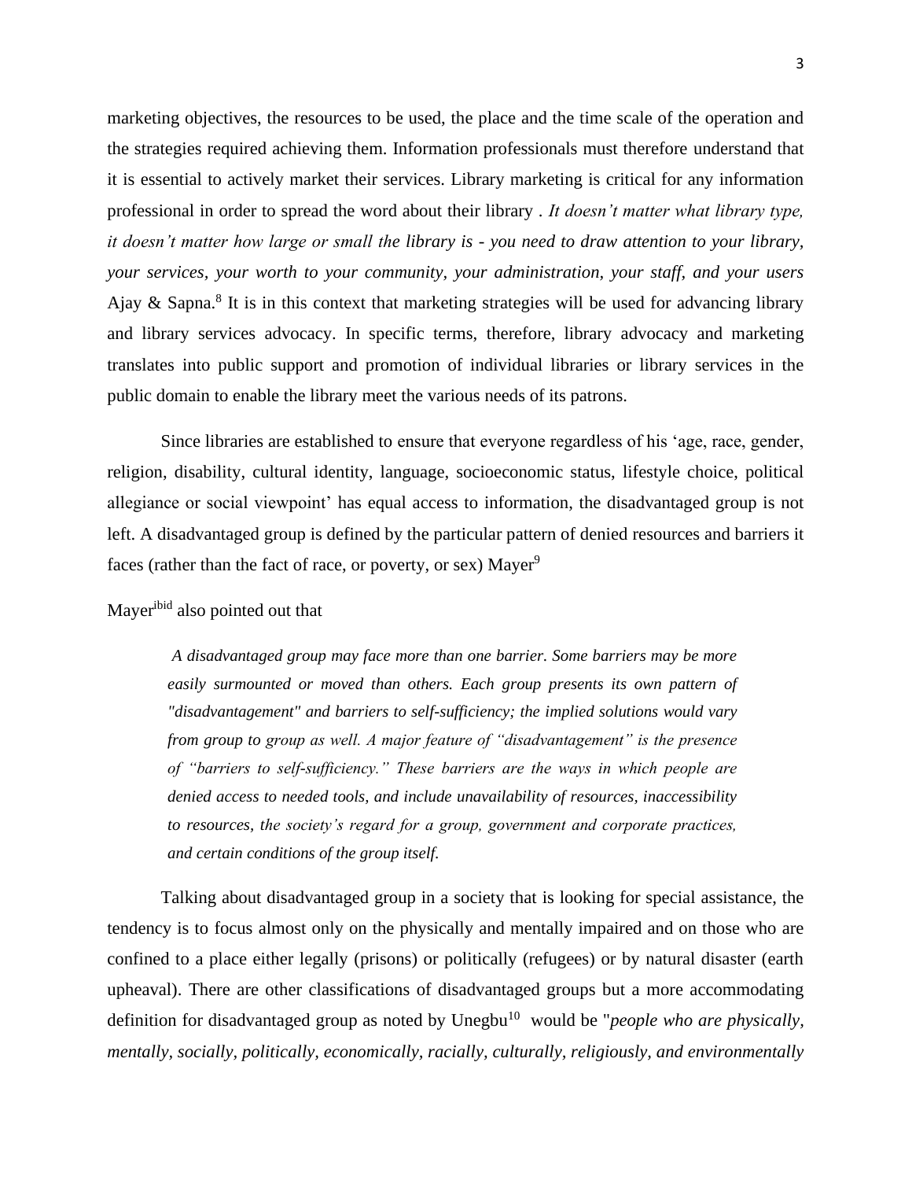marketing objectives, the resources to be used, the place and the time scale of the operation and the strategies required achieving them. Information professionals must therefore understand that it is essential to actively market their services. Library marketing is critical for any information professional in order to spread the word about their library . *It doesn't matter what library type, it doesn't matter how large or small the library is - you need to draw attention to your library, your services, your worth to your community, your administration, your staff, and your users* Ajay & Sapna.[8] It is in this context that marketing strategies will be used for advancing library and library services advocacy. In specific terms, therefore, library advocacy and marketing translates into public support and promotion of individual libraries or library services in the public domain to enable the library meet the various needs of its patrons.

Since libraries are established to ensure that everyone regardless of his 'age, race, gender, religion, disability, cultural identity, language, socioeconomic status, lifestyle choice, political allegiance or social viewpoint' has equal access to information, the disadvantaged group is not left. A disadvantaged group is defined by the particular pattern of denied resources and barriers it faces (rather than the fact of race, or poverty, or sex) Mayer[9]

Mayer[ibid] also pointed out that

> *A disadvantaged group may face more than one barrier. Some barriers may be more easily surmounted or moved than others. Each group presents its own pattern of "disadvantagement" and barriers to self-sufficiency; the implied solutions would vary from group to group as well. A major feature of "disadvantagement" is the presence of "barriers to self-sufficiency." These barriers are the ways in which people are denied access to needed tools, and include unavailability of resources, inaccessibility to resources, the society's regard for a group, government and corporate practices, and certain conditions of the group itself.*

Talking about disadvantaged group in a society that is looking for special assistance, the tendency is to focus almost only on the physically and mentally impaired and on those who are confined to a place either legally (prisons) or politically (refugees) or by natural disaster (earth upheaval). There are other classifications of disadvantaged groups but a more accommodating definition for disadvantaged group as noted by Unegbu[10] would be "*people who are physically, mentally, socially, politically, economically, racially, culturally, religiously, and environmentally*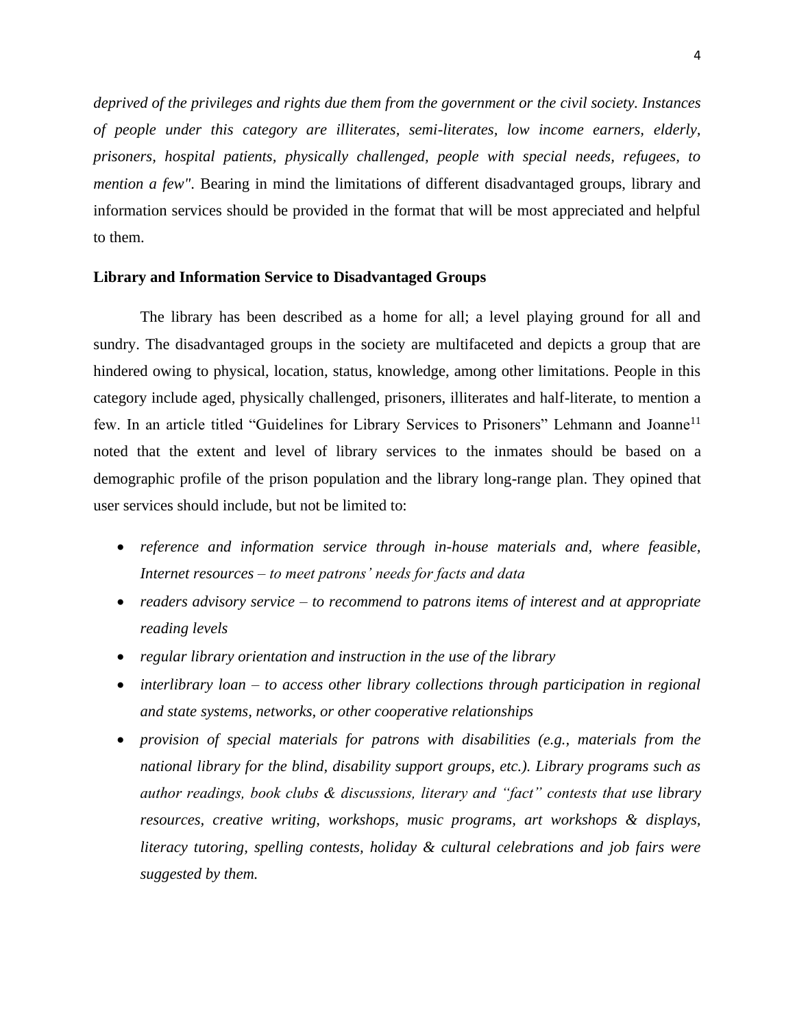*deprived of the privileges and rights due them from the government or the civil society. Instances of people under this category are illiterates, semi-literates, low income earners, elderly, prisoners, hospital patients, physically challenged, people with special needs, refugees, to mention a few"*. Bearing in mind the limitations of different disadvantaged groups, library and information services should be provided in the format that will be most appreciated and helpful to them.

**Library and Information Service to Disadvantaged Groups**

The library has been described as a home for all; a level playing ground for all and sundry. The disadvantaged groups in the society are multifaceted and depicts a group that are hindered owing to physical, location, status, knowledge, among other limitations. People in this category include aged, physically challenged, prisoners, illiterates and half-literate, to mention a few. In an article titled "Guidelines for Library Services to Prisoners" Lehmann and Joanne[11] noted that the extent and level of library services to the inmates should be based on a demographic profile of the prison population and the library long-range plan. They opined that user services should include, but not be limited to:

- *reference and information service through in-house materials and, where feasible, Internet resources – to meet patrons' needs for facts and data*
- *readers advisory service – to recommend to patrons items of interest and at appropriate reading levels*
- *regular library orientation and instruction in the use of the library*
- *interlibrary loan – to access other library collections through participation in regional and state systems, networks, or other cooperative relationships*
- *provision of special materials for patrons with disabilities (e.g., materials from the national library for the blind, disability support groups, etc.). Library programs such as author readings, book clubs & discussions, literary and "fact" contests that use library resources, creative writing, workshops, music programs, art workshops & displays, literacy tutoring, spelling contests, holiday & cultural celebrations and job fairs were suggested by them.*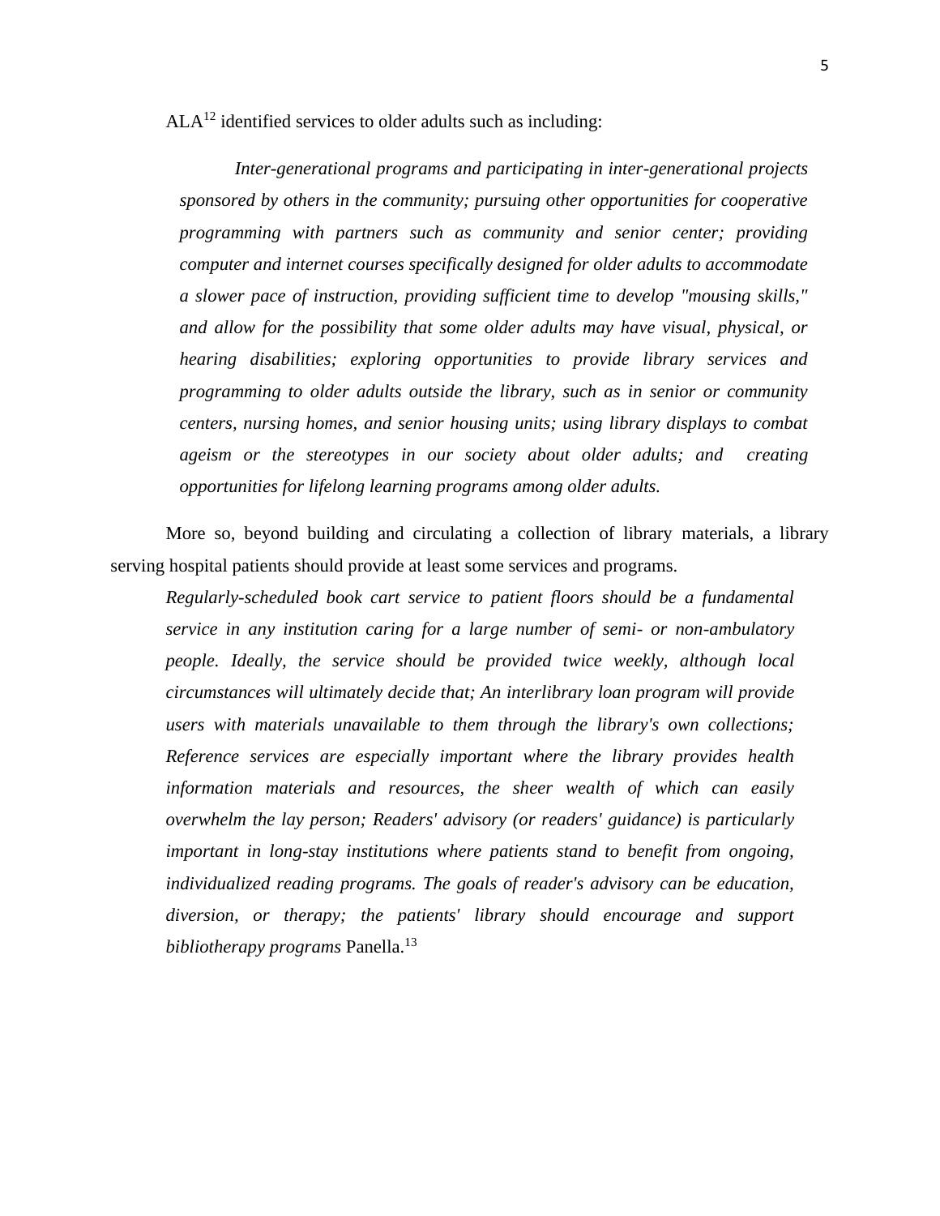ALA[12] identified services to older adults such as including:

> *Inter-generational programs and participating in inter-generational projects sponsored by others in the community; pursuing other opportunities for cooperative programming with partners such as community and senior center; providing computer and internet courses specifically designed for older adults to accommodate a slower pace of instruction, providing sufficient time to develop "mousing skills," and allow for the possibility that some older adults may have visual, physical, or hearing disabilities; exploring opportunities to provide library services and programming to older adults outside the library, such as in senior or community centers, nursing homes, and senior housing units; using library displays to combat ageism or the stereotypes in our society about older adults; and creating opportunities for lifelong learning programs among older adults.*

More so, beyond building and circulating a collection of library materials, a library serving hospital patients should provide at least some services and programs.

> *Regularly-scheduled book cart service to patient floors should be a fundamental service in any institution caring for a large number of semi- or non-ambulatory people. Ideally, the service should be provided twice weekly, although local circumstances will ultimately decide that; An interlibrary loan program will provide users with materials unavailable to them through the library's own collections; Reference services are especially important where the library provides health information materials and resources, the sheer wealth of which can easily overwhelm the lay person; Readers' advisory (or readers' guidance) is particularly important in long-stay institutions where patients stand to benefit from ongoing, individualized reading programs. The goals of reader's advisory can be education, diversion, or therapy; the patients' library should encourage and support bibliotherapy programs* Panella.[13]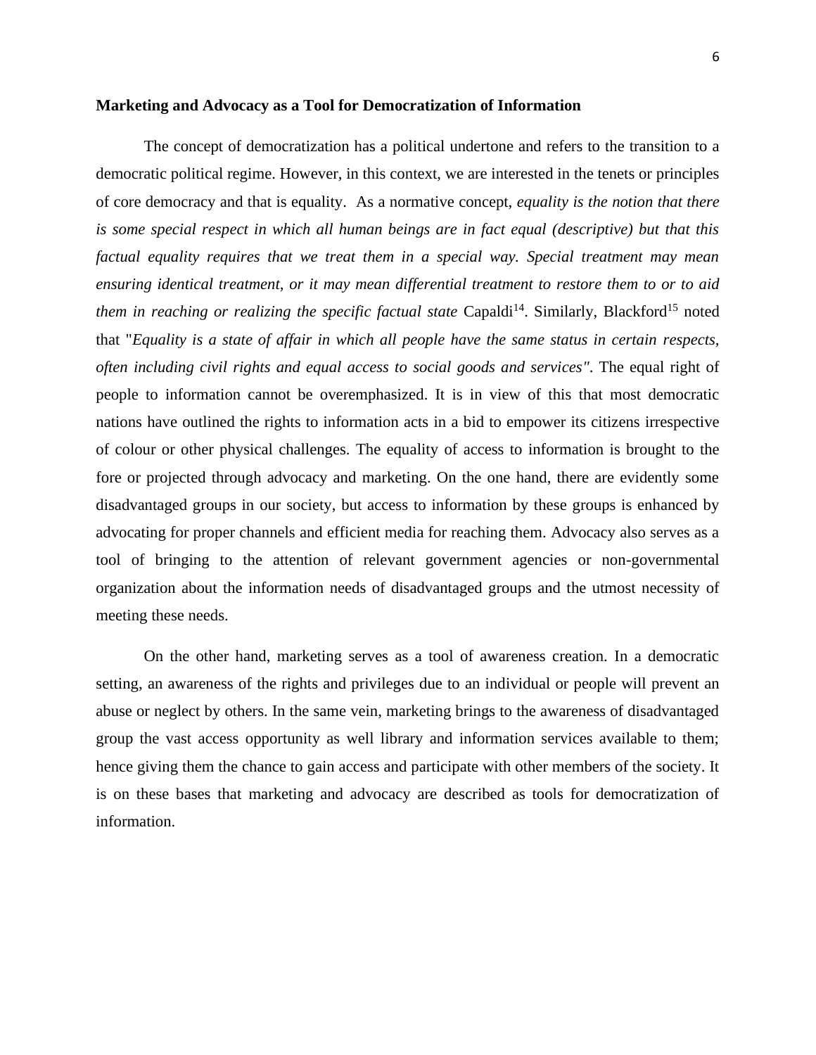**Marketing and Advocacy as a Tool for Democratization of Information**

The concept of democratization has a political undertone and refers to the transition to a democratic political regime. However, in this context, we are interested in the tenets or principles of core democracy and that is equality.  As a normative concept, *equality is the notion that there is some special respect in which all human beings are in fact equal (descriptive) but that this factual equality requires that we treat them in a special way. Special treatment may mean ensuring identical treatment, or it may mean differential treatment to restore them to or to aid them in reaching or realizing the specific factual state* Capaldi[14]. Similarly, Blackford[15] noted that "*Equality is a state of affair in which all people have the same status in certain respects, often including civil rights and equal access to social goods and services"*. The equal right of people to information cannot be overemphasized. It is in view of this that most democratic nations have outlined the rights to information acts in a bid to empower its citizens irrespective of colour or other physical challenges. The equality of access to information is brought to the fore or projected through advocacy and marketing. On the one hand, there are evidently some disadvantaged groups in our society, but access to information by these groups is enhanced by advocating for proper channels and efficient media for reaching them. Advocacy also serves as a tool of bringing to the attention of relevant government agencies or non-governmental organization about the information needs of disadvantaged groups and the utmost necessity of meeting these needs.

On the other hand, marketing serves as a tool of awareness creation. In a democratic setting, an awareness of the rights and privileges due to an individual or people will prevent an abuse or neglect by others. In the same vein, marketing brings to the awareness of disadvantaged group the vast access opportunity as well library and information services available to them; hence giving them the chance to gain access and participate with other members of the society. It is on these bases that marketing and advocacy are described as tools for democratization of information.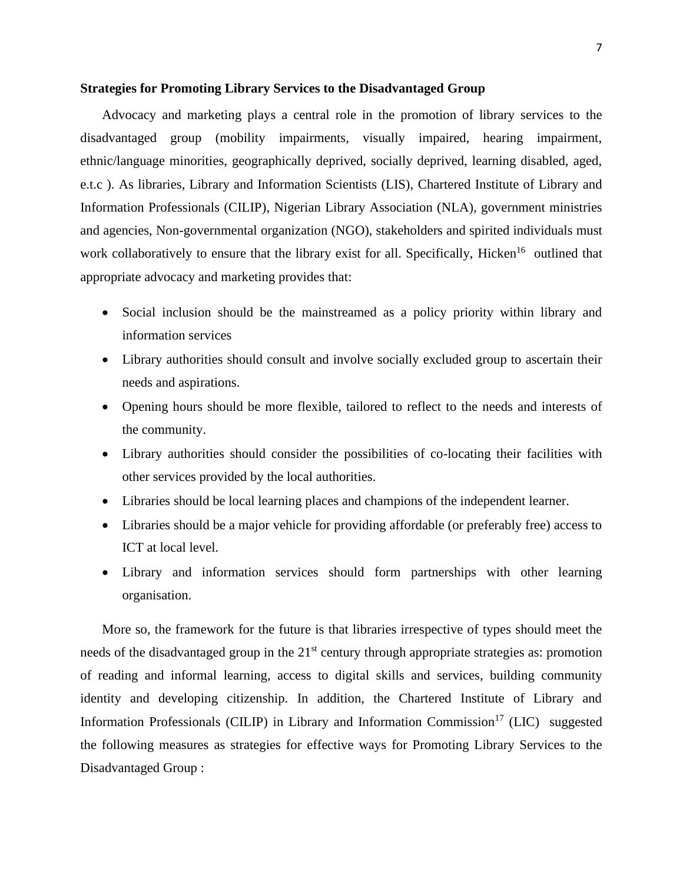**Strategies for Promoting Library Services to the Disadvantaged Group**

Advocacy and marketing plays a central role in the promotion of library services to the disadvantaged group (mobility impairments, visually impaired, hearing impairment, ethnic/language minorities, geographically deprived, socially deprived, learning disabled, aged, e.t.c ). As libraries, Library and Information Scientists (LIS), Chartered Institute of Library and Information Professionals (CILIP), Nigerian Library Association (NLA), government ministries and agencies, Non-governmental organization (NGO), stakeholders and spirited individuals must work collaboratively to ensure that the library exist for all. Specifically, Hicken[16] outlined that appropriate advocacy and marketing provides that:

- Social inclusion should be the mainstreamed as a policy priority within library and information services
- Library authorities should consult and involve socially excluded group to ascertain their needs and aspirations.
- Opening hours should be more flexible, tailored to reflect to the needs and interests of the community.
- Library authorities should consider the possibilities of co-locating their facilities with other services provided by the local authorities.
- Libraries should be local learning places and champions of the independent learner.
- Libraries should be a major vehicle for providing affordable (or preferably free) access to ICT at local level.
- Library and information services should form partnerships with other learning organisation.

More so, the framework for the future is that libraries irrespective of types should meet the needs of the disadvantaged group in the 21st century through appropriate strategies as: promotion of reading and informal learning, access to digital skills and services, building community identity and developing citizenship. In addition, the Chartered Institute of Library and Information Professionals (CILIP) in Library and Information Commission[17] (LIC) suggested the following measures as strategies for effective ways for Promoting Library Services to the Disadvantaged Group :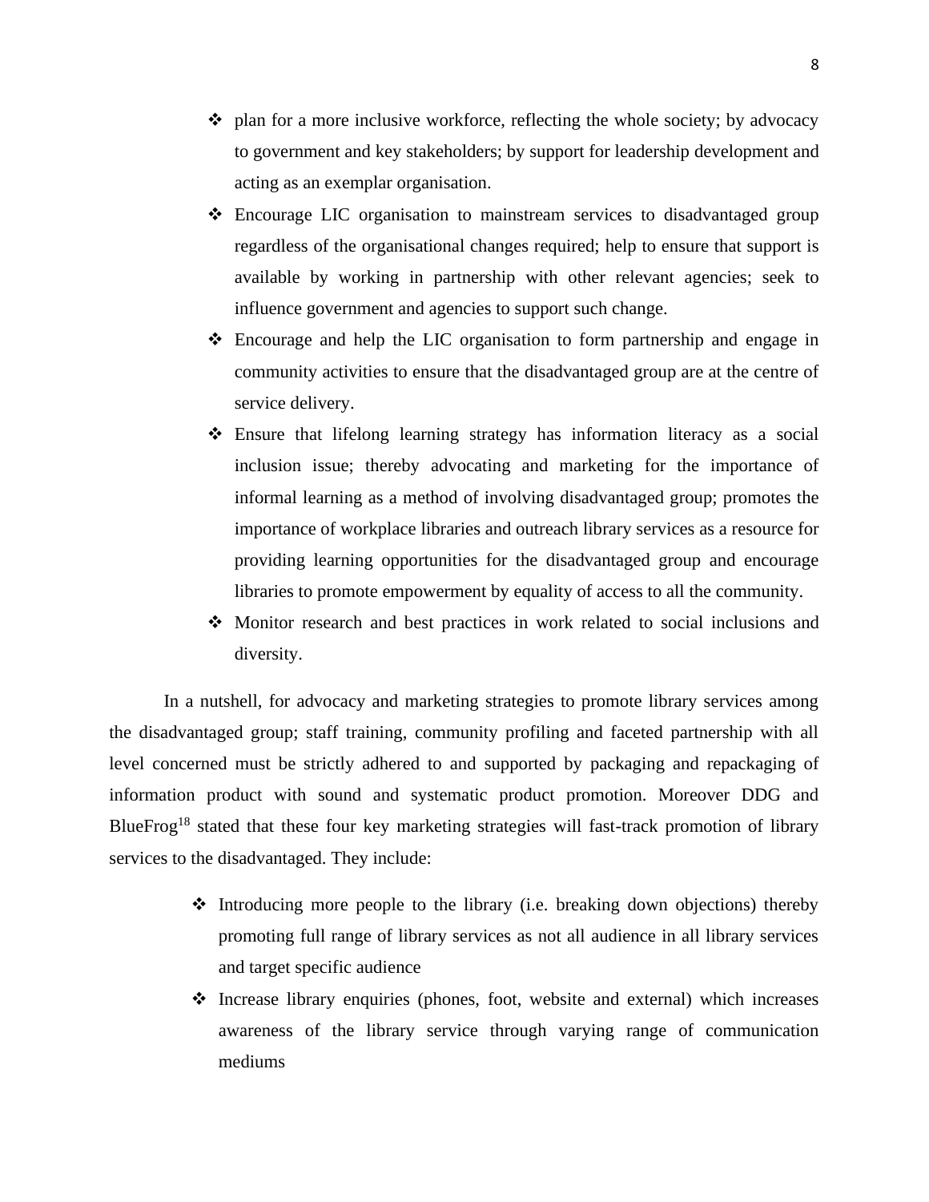- plan for a more inclusive workforce, reflecting the whole society; by advocacy to government and key stakeholders; by support for leadership development and acting as an exemplar organisation.
- Encourage LIC organisation to mainstream services to disadvantaged group regardless of the organisational changes required; help to ensure that support is available by working in partnership with other relevant agencies; seek to influence government and agencies to support such change.
- Encourage and help the LIC organisation to form partnership and engage in community activities to ensure that the disadvantaged group are at the centre of service delivery.
- Ensure that lifelong learning strategy has information literacy as a social inclusion issue; thereby advocating and marketing for the importance of informal learning as a method of involving disadvantaged group; promotes the importance of workplace libraries and outreach library services as a resource for providing learning opportunities for the disadvantaged group and encourage libraries to promote empowerment by equality of access to all the community.
- Monitor research and best practices in work related to social inclusions and diversity.

In a nutshell, for advocacy and marketing strategies to promote library services among the disadvantaged group; staff training, community profiling and faceted partnership with all level concerned must be strictly adhered to and supported by packaging and repackaging of information product with sound and systematic product promotion. Moreover DDG and BlueFrog[18] stated that these four key marketing strategies will fast-track promotion of library services to the disadvantaged. They include:

- Introducing more people to the library (i.e. breaking down objections) thereby promoting full range of library services as not all audience in all library services and target specific audience
- Increase library enquiries (phones, foot, website and external) which increases awareness of the library service through varying range of communication mediums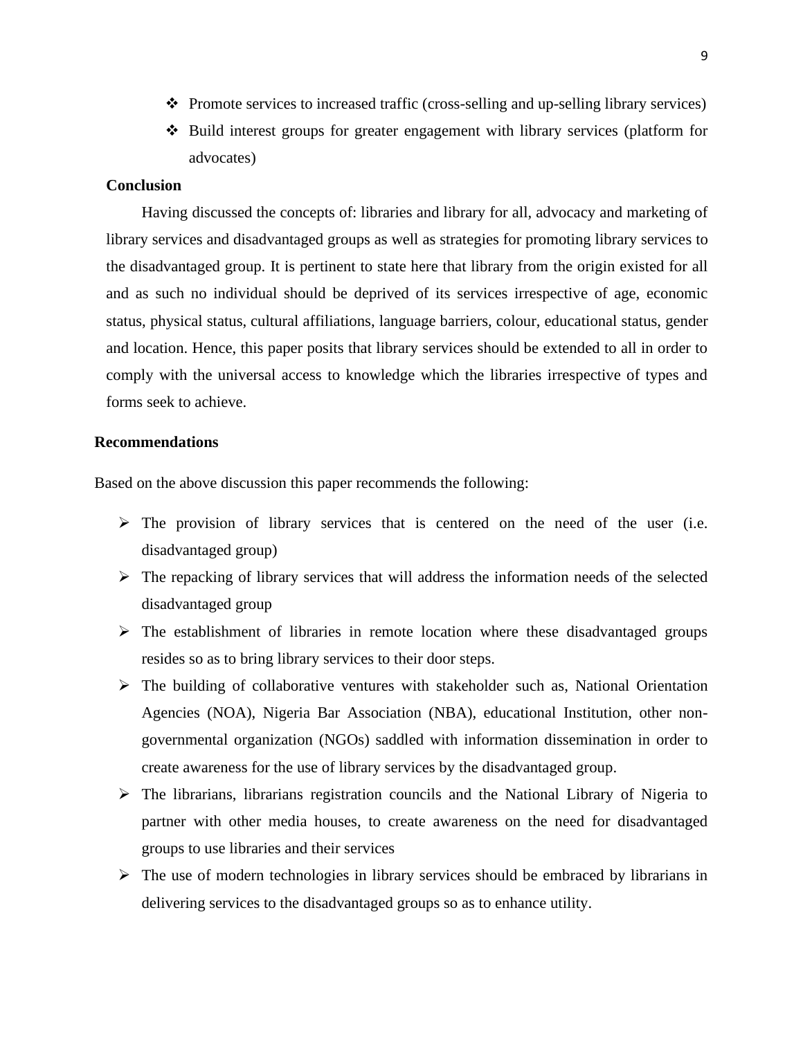- Promote services to increased traffic (cross-selling and up-selling library services)
- Build interest groups for greater engagement with library services (platform for advocates)

**Conclusion**

Having discussed the concepts of: libraries and library for all, advocacy and marketing of library services and disadvantaged groups as well as strategies for promoting library services to the disadvantaged group. It is pertinent to state here that library from the origin existed for all and as such no individual should be deprived of its services irrespective of age, economic status, physical status, cultural affiliations, language barriers, colour, educational status, gender and location. Hence, this paper posits that library services should be extended to all in order to comply with the universal access to knowledge which the libraries irrespective of types and forms seek to achieve.

**Recommendations**

Based on the above discussion this paper recommends the following:

- The provision of library services that is centered on the need of the user (i.e. disadvantaged group)
- The repacking of library services that will address the information needs of the selected disadvantaged group
- The establishment of libraries in remote location where these disadvantaged groups resides so as to bring library services to their door steps.
- The building of collaborative ventures with stakeholder such as, National Orientation Agencies (NOA), Nigeria Bar Association (NBA), educational Institution, other non-governmental organization (NGOs) saddled with information dissemination in order to create awareness for the use of library services by the disadvantaged group.
- The librarians, librarians registration councils and the National Library of Nigeria to partner with other media houses, to create awareness on the need for disadvantaged groups to use libraries and their services
- The use of modern technologies in library services should be embraced by librarians in delivering services to the disadvantaged groups so as to enhance utility.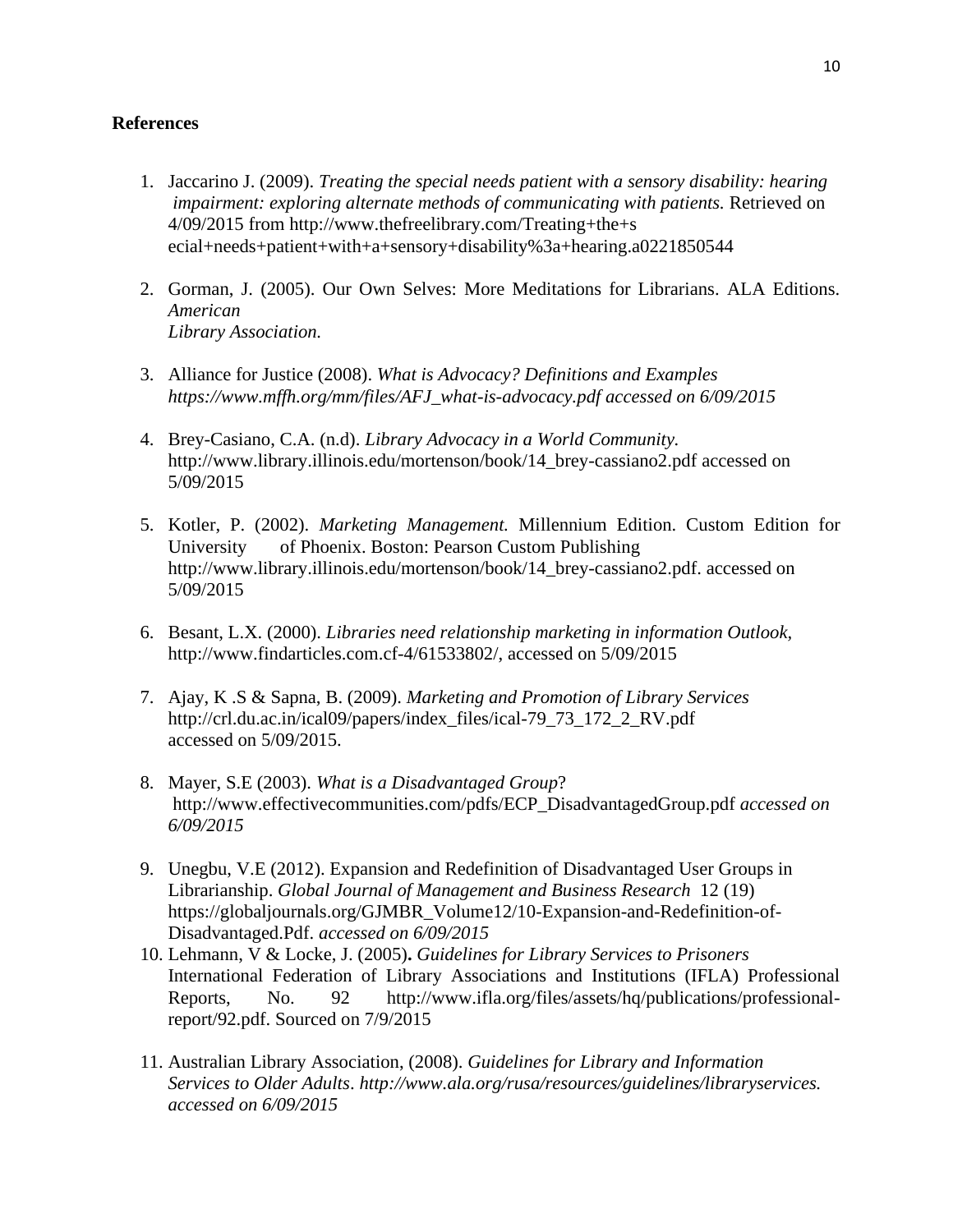**References**

1. Jaccarino J. (2009). *Treating the special needs patient with a sensory disability: hearing impairment: exploring alternate methods of communicating with patients.* Retrieved on 4/09/2015 from http://www.thefreelibrary.com/Treating+the+s ecial+needs+patient+with+a+sensory+disability%3a+hearing.a0221850544

2. Gorman, J. (2005). Our Own Selves: More Meditations for Librarians. ALA Editions. *American Library Association.*

3. Alliance for Justice (2008). *What is Advocacy? Definitions and Examples https://www.mffh.org/mm/files/AFJ_what-is-advocacy.pdf accessed on 6/09/2015*

4. Brey-Casiano, C.A. (n.d). *Library Advocacy in a World Community.* http://www.library.illinois.edu/mortenson/book/14_brey-cassiano2.pdf accessed on 5/09/2015

5. Kotler, P. (2002). *Marketing Management.* Millennium Edition. Custom Edition for University of Phoenix. Boston: Pearson Custom Publishing http://www.library.illinois.edu/mortenson/book/14_brey-cassiano2.pdf. accessed on 5/09/2015

6. Besant, L.X. (2000). *Libraries need relationship marketing in information Outlook,* http://www.findarticles.com.cf-4/61533802/, accessed on 5/09/2015

7. Ajay, K .S & Sapna, B. (2009). *Marketing and Promotion of Library Services* http://crl.du.ac.in/ical09/papers/index_files/ical-79_73_172_2_RV.pdf accessed on 5/09/2015.

8. Mayer, S.E (2003). *What is a Disadvantaged Group*? http://www.effectivecommunities.com/pdfs/ECP_DisadvantagedGroup.pdf *accessed on 6/09/2015*

9. Unegbu, V.E (2012). Expansion and Redefinition of Disadvantaged User Groups in Librarianship. *Global Journal of Management and Business Research* 12 (19) https://globaljournals.org/GJMBR_Volume12/10-Expansion-and-Redefinition-of-Disadvantaged.Pdf. *accessed on 6/09/2015*

10. Lehmann, V & Locke, J. (2005)**.** *Guidelines for Library Services to Prisoners* International Federation of Library Associations and Institutions (IFLA) Professional Reports, No. 92 http://www.ifla.org/files/assets/hq/publications/professional-report/92.pdf. Sourced on 7/9/2015

11. Australian Library Association, (2008). *Guidelines for Library and Information Services to Older Adults*. *http://www.ala.org/rusa/resources/guidelines/libraryservices. accessed on 6/09/2015*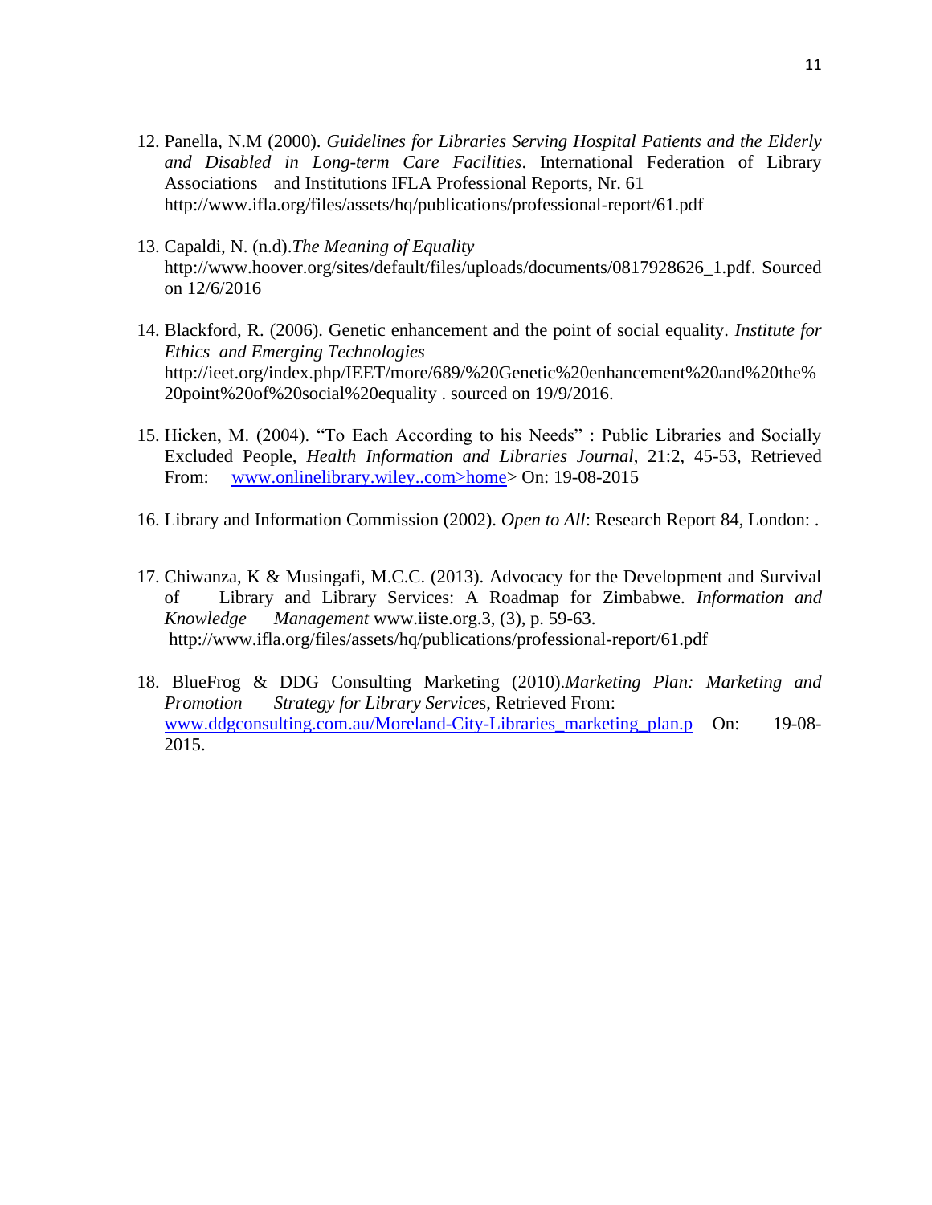12. Panella, N.M (2000). *Guidelines for Libraries Serving Hospital Patients and the Elderly and Disabled in Long-term Care Facilities*. International Federation of Library Associations and Institutions IFLA Professional Reports, Nr. 61 http://www.ifla.org/files/assets/hq/publications/professional-report/61.pdf

13. Capaldi, N. (n.d).*The Meaning of Equality* http://www.hoover.org/sites/default/files/uploads/documents/0817928626_1.pdf. Sourced on 12/6/2016

14. Blackford, R. (2006). Genetic enhancement and the point of social equality. *Institute for Ethics and Emerging Technologies* http://ieet.org/index.php/IEET/more/689/%20Genetic%20enhancement%20and%20the%20point%20of%20social%20equality . sourced on 19/9/2016.

15. Hicken, M. (2004). "To Each According to his Needs" : Public Libraries and Socially Excluded People, *Health Information and Libraries Journal*, 21:2, 45-53, Retrieved From: www.onlinelibrary.wiley..com>home> On: 19-08-2015

16. Library and Information Commission (2002). *Open to All*: Research Report 84, London: .

17. Chiwanza, K & Musingafi, M.C.C. (2013). Advocacy for the Development and Survival of Library and Library Services: A Roadmap for Zimbabwe. *Information and Knowledge Management* www.iiste.org.3, (3), p. 59-63. http://www.ifla.org/files/assets/hq/publications/professional-report/61.pdf

18. BlueFrog & DDG Consulting Marketing (2010).*Marketing Plan: Marketing and Promotion Strategy for Library Service*s, Retrieved From: www.ddgconsulting.com.au/Moreland-City-Libraries_marketing_plan.p On: 19-08-2015.